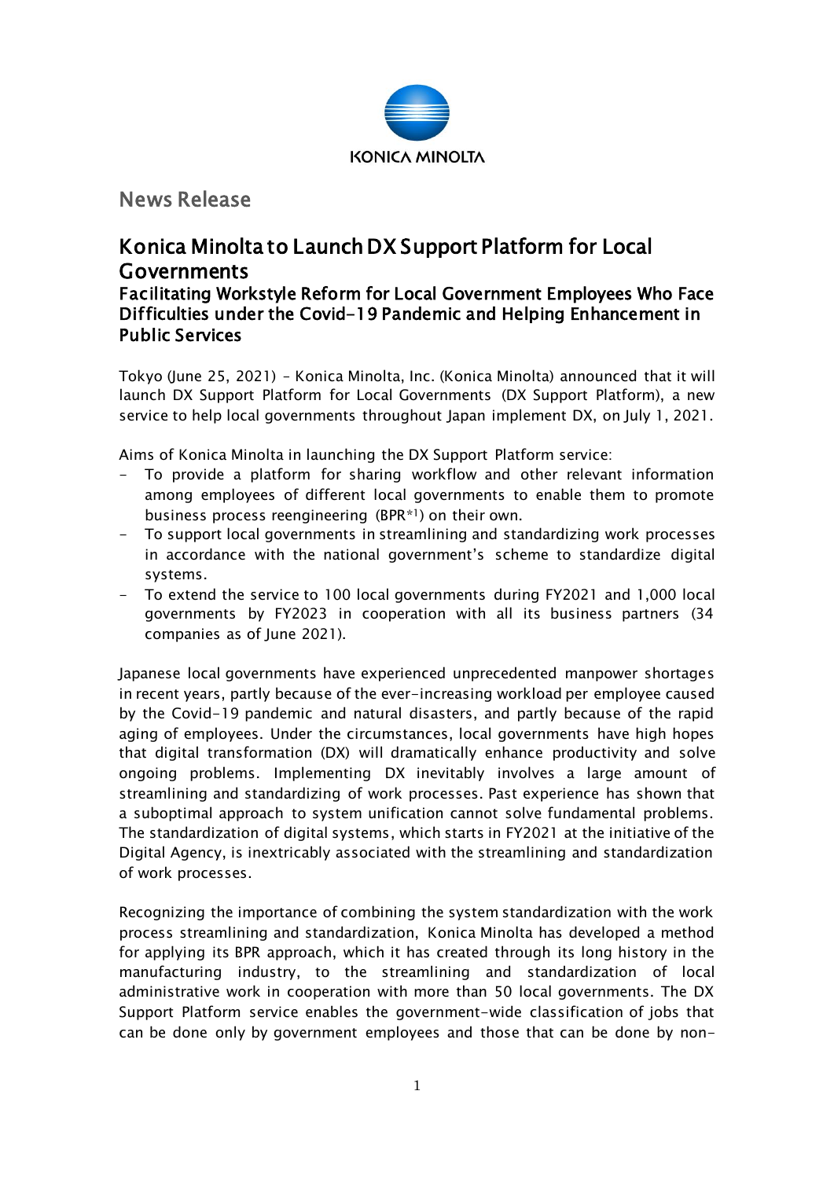News Release

# Konica Minolta to Launch DX Support Platform for Local Governments

### Facilitating Workstyle Reform for Local Government Employees Who Face Difficulties under the Covid-19 Pandemic and Helping Enhancement in Public Services

Tokyo (June 25, 2021) – Konica Minolta, Inc. (Konica Minolta) announced that it will launch DX Support Platform for Local Governments (DX Support Platform), a new service to help local governments throughout Japan implement DX, on July 1, 2021.

Aims of Konica Minolta in launching the DX Support Platform service:

- To provide a platform for sharing workflow and other relevant information among employees of different local governments to enable them to promote business process reengineering (BPR[*1]) on their own.
- To support local governments in streamlining and standardizing work processes in accordance with the national government's scheme to standardize digital systems.
- To extend the service to 100 local governments during FY2021 and 1,000 local governments by FY2023 in cooperation with all its business partners (34 companies as of June 2021).

Japanese local governments have experienced unprecedented manpower shortages in recent years, partly because of the ever-increasing workload per employee caused by the Covid-19 pandemic and natural disasters, and partly because of the rapid aging of employees. Under the circumstances, local governments have high hopes that digital transformation (DX) will dramatically enhance productivity and solve ongoing problems. Implementing DX inevitably involves a large amount of streamlining and standardizing of work processes. Past experience has shown that a suboptimal approach to system unification cannot solve fundamental problems. The standardization of digital systems, which starts in FY2021 at the initiative of the Digital Agency, is inextricably associated with the streamlining and standardization of work processes.

Recognizing the importance of combining the system standardization with the work process streamlining and standardization, Konica Minolta has developed a method for applying its BPR approach, which it has created through its long history in the manufacturing industry, to the streamlining and standardization of local administrative work in cooperation with more than 50 local governments. The DX Support Platform service enables the government-wide classification of jobs that can be done only by government employees and those that can be done by non-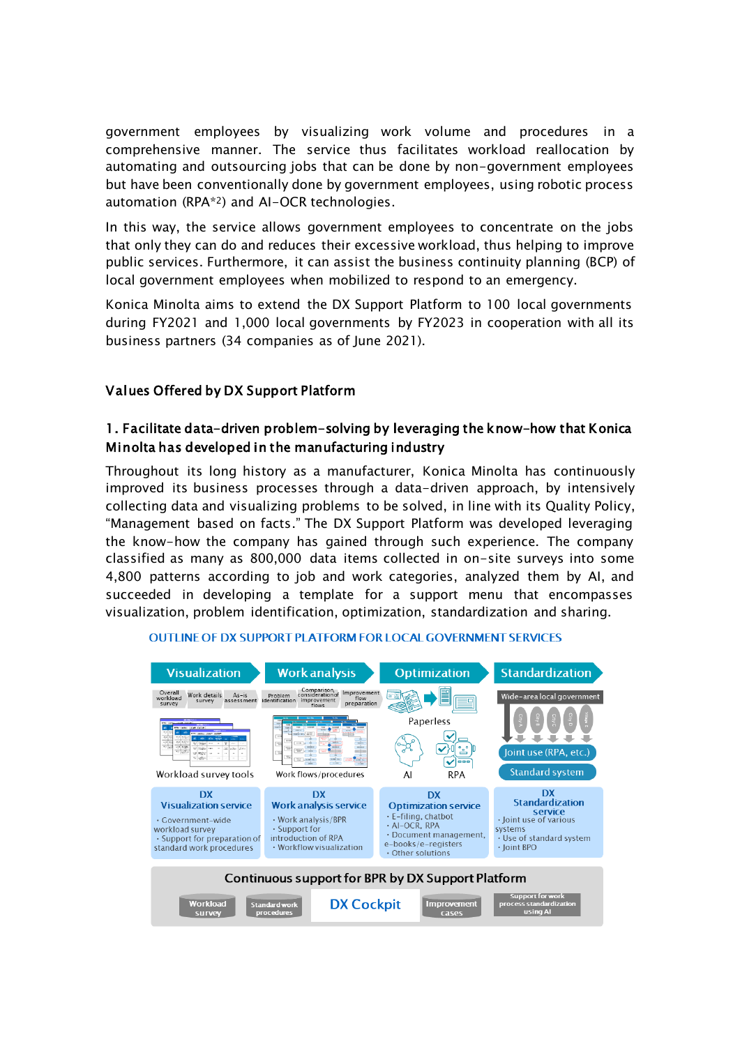government employees by visualizing work volume and procedures in a comprehensive manner. The service thus facilitates workload reallocation by automating and outsourcing jobs that can be done by non-government employees but have been conventionally done by government employees, using robotic process automation (RPA*2) and AI-OCR technologies.

In this way, the service allows government employees to concentrate on the jobs that only they can do and reduces their excessive workload, thus helping to improve public services. Furthermore, it can assist the business continuity planning (BCP) of local government employees when mobilized to respond to an emergency.

Konica Minolta aims to extend the DX Support Platform to 100 local governments during FY2021 and 1,000 local governments by FY2023 in cooperation with all its business partners (34 companies as of June 2021).

## Values Offered by DX Support Platform

### 1. Facilitate data-driven problem-solving by leveraging the know-how that Konica Minolta has developed in the manufacturing industry

Throughout its long history as a manufacturer, Konica Minolta has continuously improved its business processes through a data-driven approach, by intensively collecting data and visualizing problems to be solved, in line with its Quality Policy, "Management based on facts." The DX Support Platform was developed leveraging the know-how the company has gained through such experience. The company classified as many as 800,000 data items collected in on-site surveys into some 4,800 patterns according to job and work categories, analyzed them by AI, and succeeded in developing a template for a support menu that encompasses visualization, problem identification, optimization, standardization and sharing.

OUTLINE OF DX SUPPORT PLATFORM FOR LOCAL GOVERNMENT SERVICES

| Visualization | Work analysis | Optimization | Standardization |
|---|---|---|---|
| Overall workload survey / Work details survey / As-is assessment | Problem identification / Comparison consideration of improvement flows / Improvement flow preparation | Paperless / AI / RPA | Wide-area local government: Joint use (RPA, etc.) / Standard system |
| Workload survey tools | Work flows/procedures | | |
| **DX Visualization service**<br>・Government-wide workload survey<br>・Support for preparation of standard work procedures | **DX Work analysis service**<br>・Work analysis/BPR<br>・Support for introduction of RPA<br>・Workflow visualization | **DX Optimization service**<br>・E-filing, chatbot<br>・AI-OCR, RPA<br>・Document management, e-books/e-registers<br>・Other solutions | **DX Standardization service**<br>・Joint use of various systems<br>・Use of standard system<br>・Joint BPO |

**Continuous support for BPR by DX Support Platform**

Workload survey | Standard work procedures | DX Cockpit | Improvement cases | Support for work process standardization using AI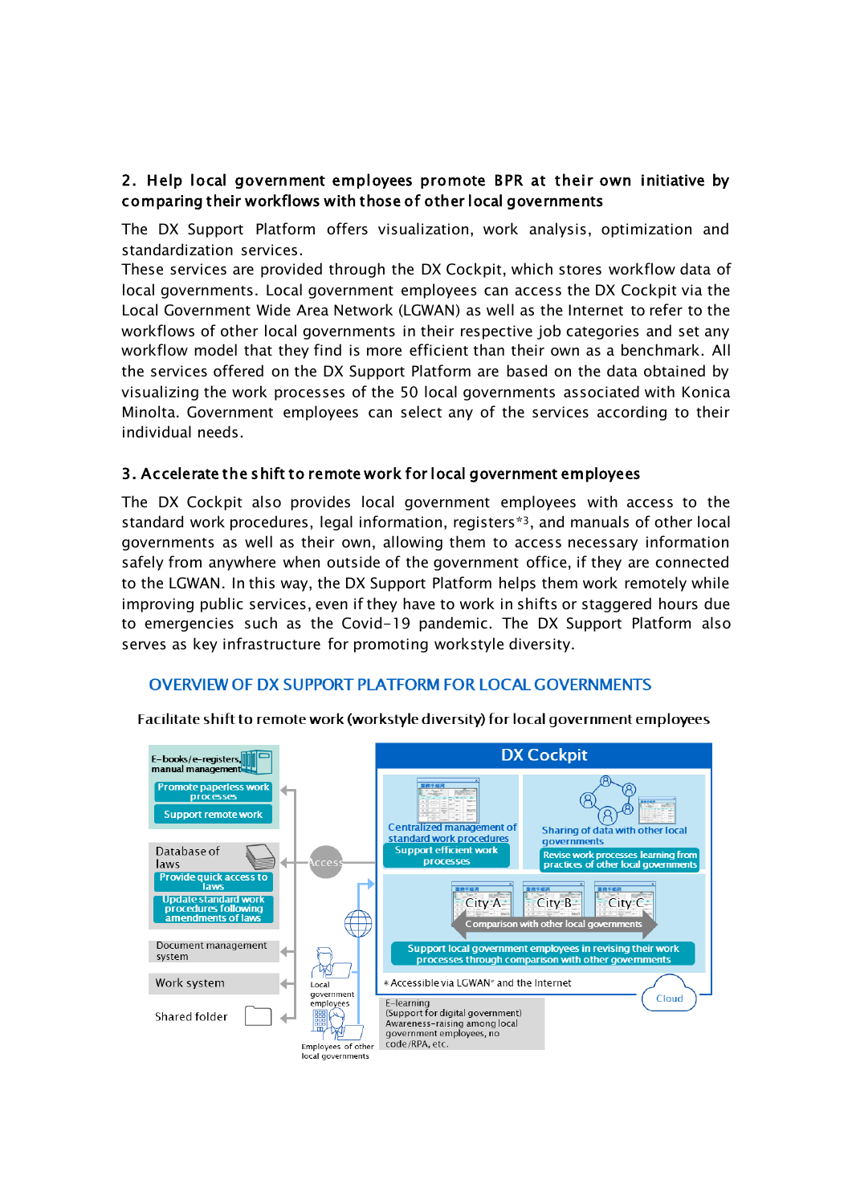## 2. Help local government employees promote BPR at their own initiative by comparing their workflows with those of other local governments

The DX Support Platform offers visualization, work analysis, optimization and standardization services.

These services are provided through the DX Cockpit, which stores workflow data of local governments. Local government employees can access the DX Cockpit via the Local Government Wide Area Network (LGWAN) as well as the Internet to refer to the workflows of other local governments in their respective job categories and set any workflow model that they find is more efficient than their own as a benchmark. All the services offered on the DX Support Platform are based on the data obtained by visualizing the work processes of the 50 local governments associated with Konica Minolta. Government employees can select any of the services according to their individual needs.

## 3. Accelerate the shift to remote work for local government employees

The DX Cockpit also provides local government employees with access to the standard work procedures, legal information, registers*3, and manuals of other local governments as well as their own, allowing them to access necessary information safely from anywhere when outside of the government office, if they are connected to the LGWAN. In this way, the DX Support Platform helps them work remotely while improving public services, even if they have to work in shifts or staggered hours due to emergencies such as the Covid-19 pandemic. The DX Support Platform also serves as key infrastructure for promoting workstyle diversity.

### OVERVIEW OF DX SUPPORT PLATFORM FOR LOCAL GOVERNMENTS

Facilitate shift to remote work (workstyle diversity) for local government employees

- E-books/e-registers, manual management
  - Promote paperless work processes
  - Support remote work
- Database of laws
  - Provide quick access to laws
  - Update standard work procedures following amendments of laws
- Document management system
- Work system
- Shared folder

Access

Local government employees

Employees of other local governments

**DX Cockpit**

- Centralized management of standard work procedures
  - Support efficient work processes
- Sharing of data with other local governments
  - Revise work processes learning from practices of other local governments
- City A / City B / City C — Comparison with other local governments
  - Support local government employees in revising their work processes through comparison with other governments

* Accessible via LGWAN* and the Internet

Cloud

E-learning
(Support for digital government)
Awareness-raising among local government employees, no code/RPA, etc.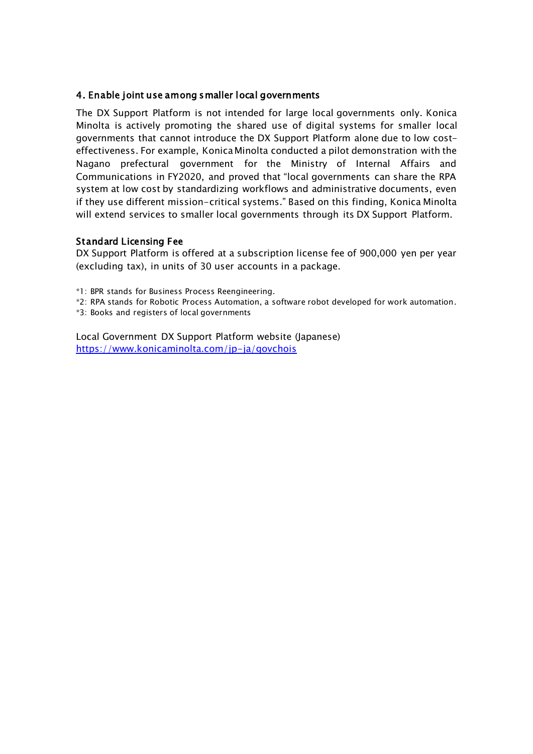### 4. Enable joint use among smaller local governments

The DX Support Platform is not intended for large local governments only. Konica Minolta is actively promoting the shared use of digital systems for smaller local governments that cannot introduce the DX Support Platform alone due to low cost-effectiveness. For example, Konica Minolta conducted a pilot demonstration with the Nagano prefectural government for the Ministry of Internal Affairs and Communications in FY2020, and proved that "local governments can share the RPA system at low cost by standardizing workflows and administrative documents, even if they use different mission-critical systems." Based on this finding, Konica Minolta will extend services to smaller local governments through its DX Support Platform.

### Standard Licensing Fee

DX Support Platform is offered at a subscription license fee of 900,000 yen per year (excluding tax), in units of 30 user accounts in a package.

*1: BPR stands for Business Process Reengineering.
*2: RPA stands for Robotic Process Automation, a software robot developed for work automation.
*3: Books and registers of local governments

Local Government DX Support Platform website (Japanese)
[https://www.konicaminolta.com/jp-ja/govchois](https://www.konicaminolta.com/jp-ja/govchois)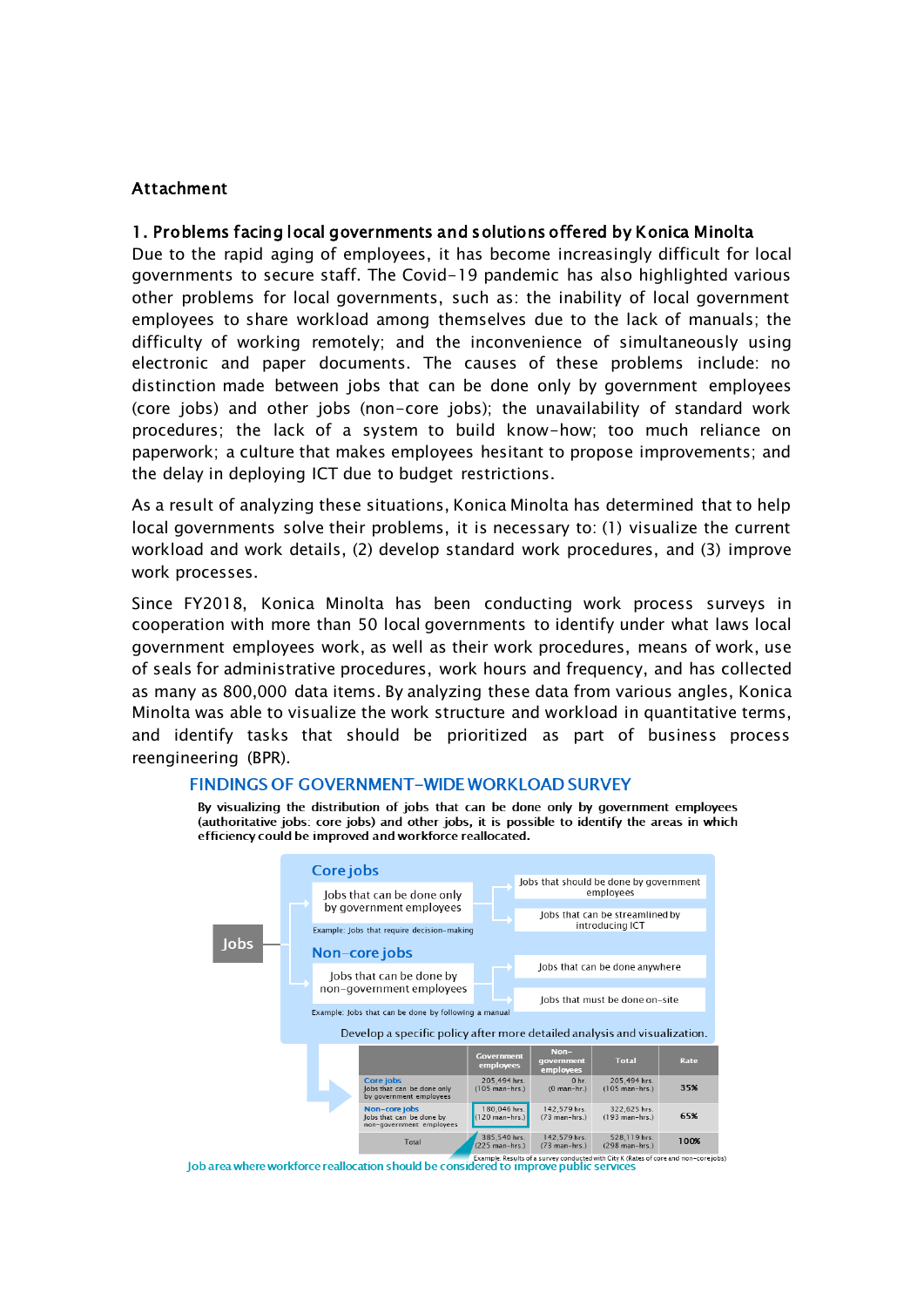Attachment

## 1. Problems facing local governments and solutions offered by Konica Minolta

Due to the rapid aging of employees, it has become increasingly difficult for local governments to secure staff. The Covid-19 pandemic has also highlighted various other problems for local governments, such as: the inability of local government employees to share workload among themselves due to the lack of manuals; the difficulty of working remotely; and the inconvenience of simultaneously using electronic and paper documents. The causes of these problems include: no distinction made between jobs that can be done only by government employees (core jobs) and other jobs (non-core jobs); the unavailability of standard work procedures; the lack of a system to build know-how; too much reliance on paperwork; a culture that makes employees hesitant to propose improvements; and the delay in deploying ICT due to budget restrictions.

As a result of analyzing these situations, Konica Minolta has determined that to help local governments solve their problems, it is necessary to: (1) visualize the current workload and work details, (2) develop standard work procedures, and (3) improve work processes.

Since FY2018, Konica Minolta has been conducting work process surveys in cooperation with more than 50 local governments to identify under what laws local government employees work, as well as their work procedures, means of work, use of seals for administrative procedures, work hours and frequency, and has collected as many as 800,000 data items. By analyzing these data from various angles, Konica Minolta was able to visualize the work structure and workload in quantitative terms, and identify tasks that should be prioritized as part of business process reengineering (BPR).

### FINDINGS OF GOVERNMENT-WIDE WORKLOAD SURVEY

**By visualizing the distribution of jobs that can be done only by government employees (authoritative jobs: core jobs) and other jobs, it is possible to identify the areas in which efficiency could be improved and workforce reallocated.**

Jobs

- **Core jobs**
  - Jobs that can be done only by government employees
    - Jobs that should be done by government employees
    - Jobs that can be streamlined by introducing ICT
  - Example: Jobs that require decision-making
- **Non-core jobs**
  - Jobs that can be done by non-government employees
    - Jobs that can be done anywhere
    - Jobs that must be done on-site
  - Example: Jobs that can be done by following a manual

Develop a specific policy after more detailed analysis and visualization.

| | Government employees | Non-government employees | Total | Rate |
|---|---|---|---|---|
| Core jobs<br>Jobs that can be done only by government employees | 205,494 hrs.<br>(105 man-hrs.) | 0 hr.<br>(0 man-hr.) | 205,494 hrs.<br>(105 man-hrs.) | 35% |
| Non-core jobs<br>Jobs that can be done by non-government employees | 180,046 hrs.<br>(120 man-hrs.) | 142,579 hrs.<br>(73 man-hrs.) | 322,625 hrs.<br>(193 man-hrs.) | 65% |
| Total | 385,540 hrs.<br>(225 man-hrs.) | 142,579 hrs.<br>(73 man-hrs.) | 528,119 hrs.<br>(298 man-hrs.) | 100% |

Example: Results of a survey conducted with City K (Rates of core and non-core jobs)

Job area where workforce reallocation should be considered to improve public services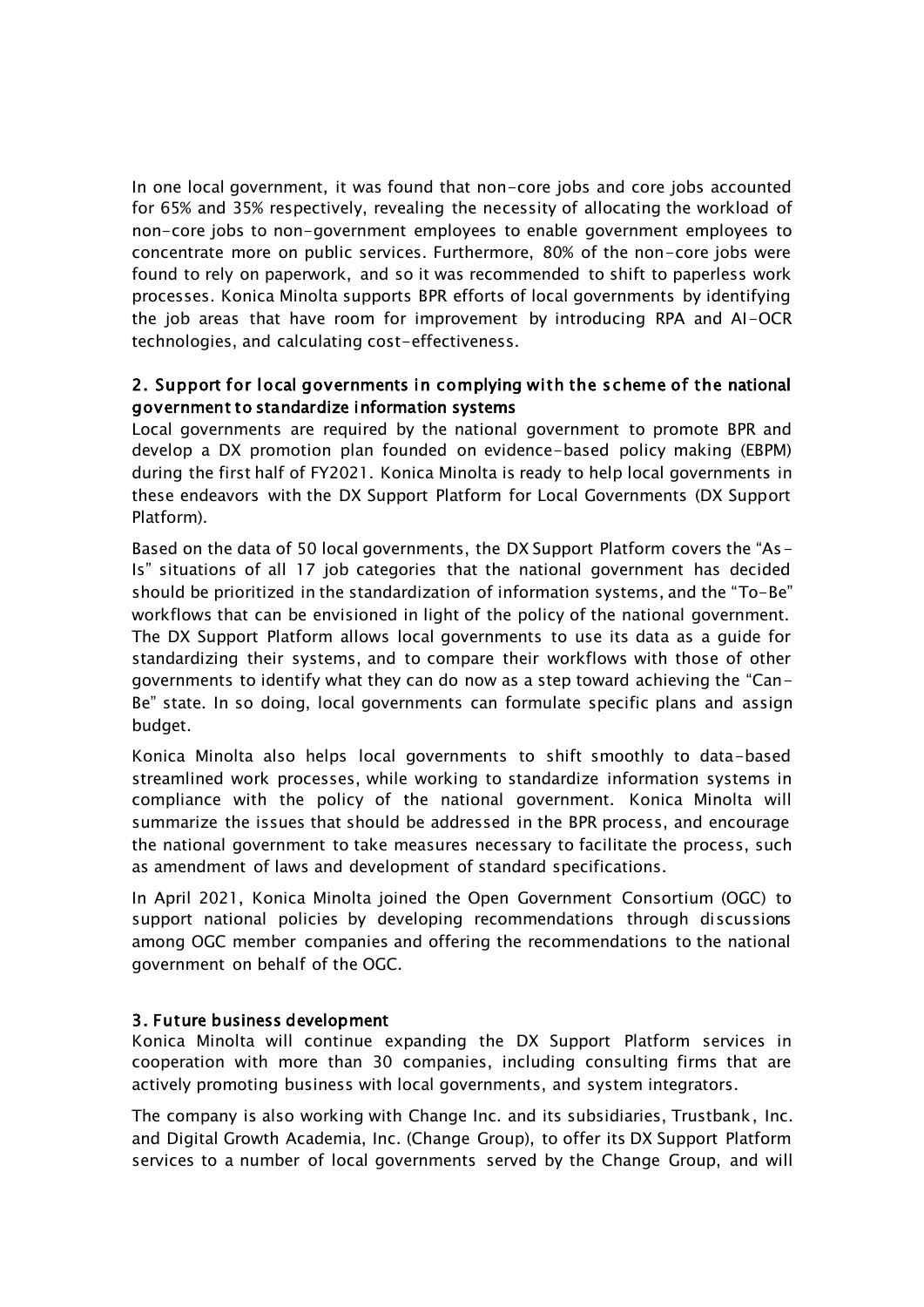In one local government, it was found that non-core jobs and core jobs accounted for 65% and 35% respectively, revealing the necessity of allocating the workload of non-core jobs to non-government employees to enable government employees to concentrate more on public services. Furthermore, 80% of the non-core jobs were found to rely on paperwork, and so it was recommended to shift to paperless work processes. Konica Minolta supports BPR efforts of local governments by identifying the job areas that have room for improvement by introducing RPA and AI-OCR technologies, and calculating cost-effectiveness.

### 2. Support for local governments in complying with the scheme of the national government to standardize information systems

Local governments are required by the national government to promote BPR and develop a DX promotion plan founded on evidence-based policy making (EBPM) during the first half of FY2021. Konica Minolta is ready to help local governments in these endeavors with the DX Support Platform for Local Governments (DX Support Platform).

Based on the data of 50 local governments, the DX Support Platform covers the "As-Is" situations of all 17 job categories that the national government has decided should be prioritized in the standardization of information systems, and the "To-Be" workflows that can be envisioned in light of the policy of the national government. The DX Support Platform allows local governments to use its data as a guide for standardizing their systems, and to compare their workflows with those of other governments to identify what they can do now as a step toward achieving the "Can-Be" state. In so doing, local governments can formulate specific plans and assign budget.

Konica Minolta also helps local governments to shift smoothly to data-based streamlined work processes, while working to standardize information systems in compliance with the policy of the national government. Konica Minolta will summarize the issues that should be addressed in the BPR process, and encourage the national government to take measures necessary to facilitate the process, such as amendment of laws and development of standard specifications.

In April 2021, Konica Minolta joined the Open Government Consortium (OGC) to support national policies by developing recommendations through discussions among OGC member companies and offering the recommendations to the national government on behalf of the OGC.

### 3. Future business development

Konica Minolta will continue expanding the DX Support Platform services in cooperation with more than 30 companies, including consulting firms that are actively promoting business with local governments, and system integrators.

The company is also working with Change Inc. and its subsidiaries, Trustbank, Inc. and Digital Growth Academia, Inc. (Change Group), to offer its DX Support Platform services to a number of local governments served by the Change Group, and will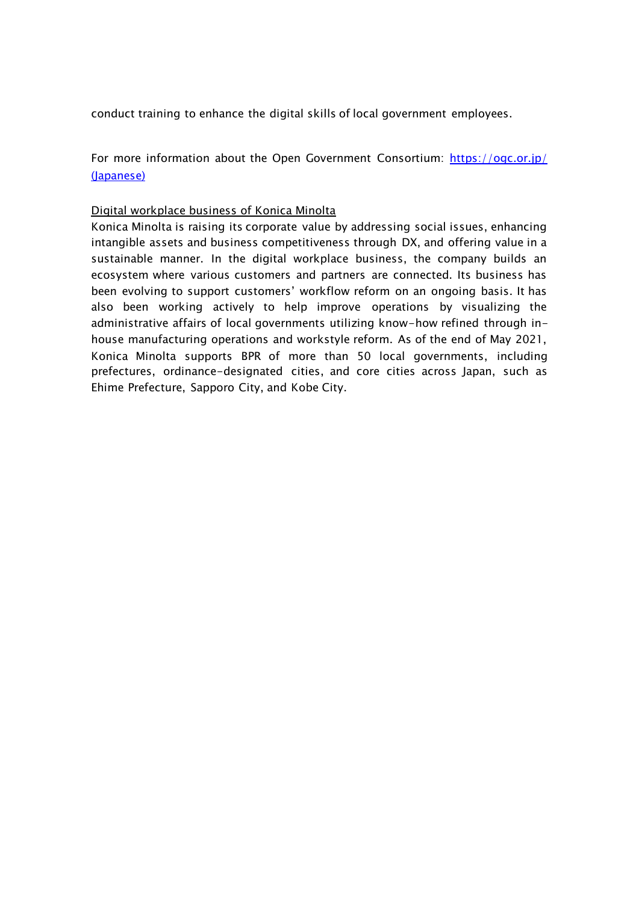conduct training to enhance the digital skills of local government employees.

For more information about the Open Government Consortium: [https://ogc.or.jp/ (Japanese)](https://ogc.or.jp/)

Digital workplace business of Konica Minolta

Konica Minolta is raising its corporate value by addressing social issues, enhancing intangible assets and business competitiveness through DX, and offering value in a sustainable manner. In the digital workplace business, the company builds an ecosystem where various customers and partners are connected. Its business has been evolving to support customers' workflow reform on an ongoing basis. It has also been working actively to help improve operations by visualizing the administrative affairs of local governments utilizing know-how refined through in-house manufacturing operations and workstyle reform. As of the end of May 2021, Konica Minolta supports BPR of more than 50 local governments, including prefectures, ordinance-designated cities, and core cities across Japan, such as Ehime Prefecture, Sapporo City, and Kobe City.